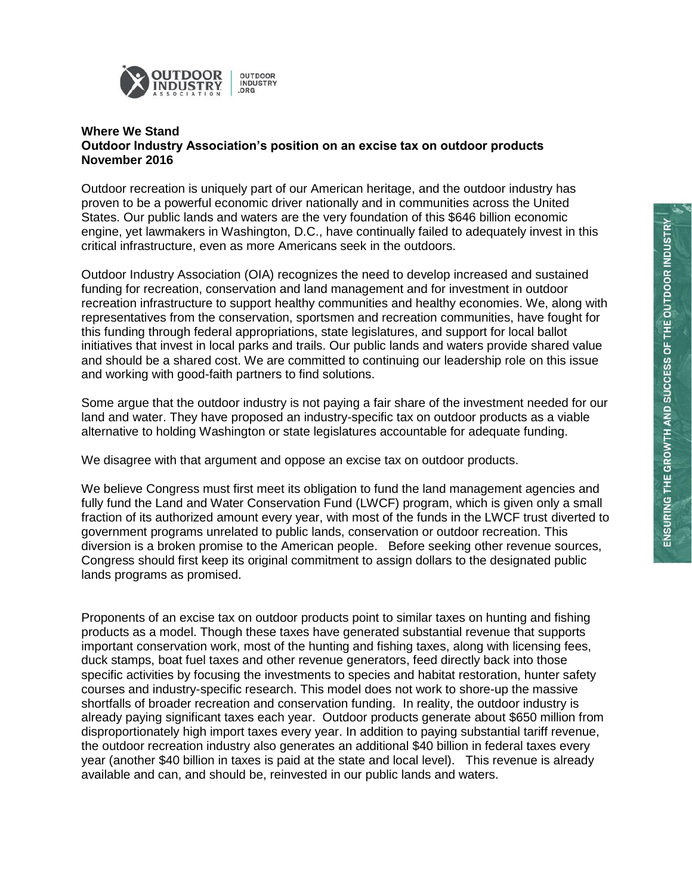**Where We Stand**
**Outdoor Industry Association's position on an excise tax on outdoor products**
**November 2016**

Outdoor recreation is uniquely part of our American heritage, and the outdoor industry has proven to be a powerful economic driver nationally and in communities across the United States. Our public lands and waters are the very foundation of this $646 billion economic engine, yet lawmakers in Washington, D.C., have continually failed to adequately invest in this critical infrastructure, even as more Americans seek in the outdoors.

Outdoor Industry Association (OIA) recognizes the need to develop increased and sustained funding for recreation, conservation and land management and for investment in outdoor recreation infrastructure to support healthy communities and healthy economies. We, along with representatives from the conservation, sportsmen and recreation communities, have fought for this funding through federal appropriations, state legislatures, and support for local ballot initiatives that invest in local parks and trails. Our public lands and waters provide shared value and should be a shared cost. We are committed to continuing our leadership role on this issue and working with good-faith partners to find solutions.

Some argue that the outdoor industry is not paying a fair share of the investment needed for our land and water. They have proposed an industry-specific tax on outdoor products as a viable alternative to holding Washington or state legislatures accountable for adequate funding.

We disagree with that argument and oppose an excise tax on outdoor products.

We believe Congress must first meet its obligation to fund the land management agencies and fully fund the Land and Water Conservation Fund (LWCF) program, which is given only a small fraction of its authorized amount every year, with most of the funds in the LWCF trust diverted to government programs unrelated to public lands, conservation or outdoor recreation. This diversion is a broken promise to the American people. Before seeking other revenue sources, Congress should first keep its original commitment to assign dollars to the designated public lands programs as promised.

Proponents of an excise tax on outdoor products point to similar taxes on hunting and fishing products as a model. Though these taxes have generated substantial revenue that supports important conservation work, most of the hunting and fishing taxes, along with licensing fees, duck stamps, boat fuel taxes and other revenue generators, feed directly back into those specific activities by focusing the investments to species and habitat restoration, hunter safety courses and industry-specific research. This model does not work to shore-up the massive shortfalls of broader recreation and conservation funding. In reality, the outdoor industry is already paying significant taxes each year. Outdoor products generate about $650 million from disproportionately high import taxes every year. In addition to paying substantial tariff revenue, the outdoor recreation industry also generates an additional $40 billion in federal taxes every year (another $40 billion in taxes is paid at the state and local level). This revenue is already available and can, and should be, reinvested in our public lands and waters.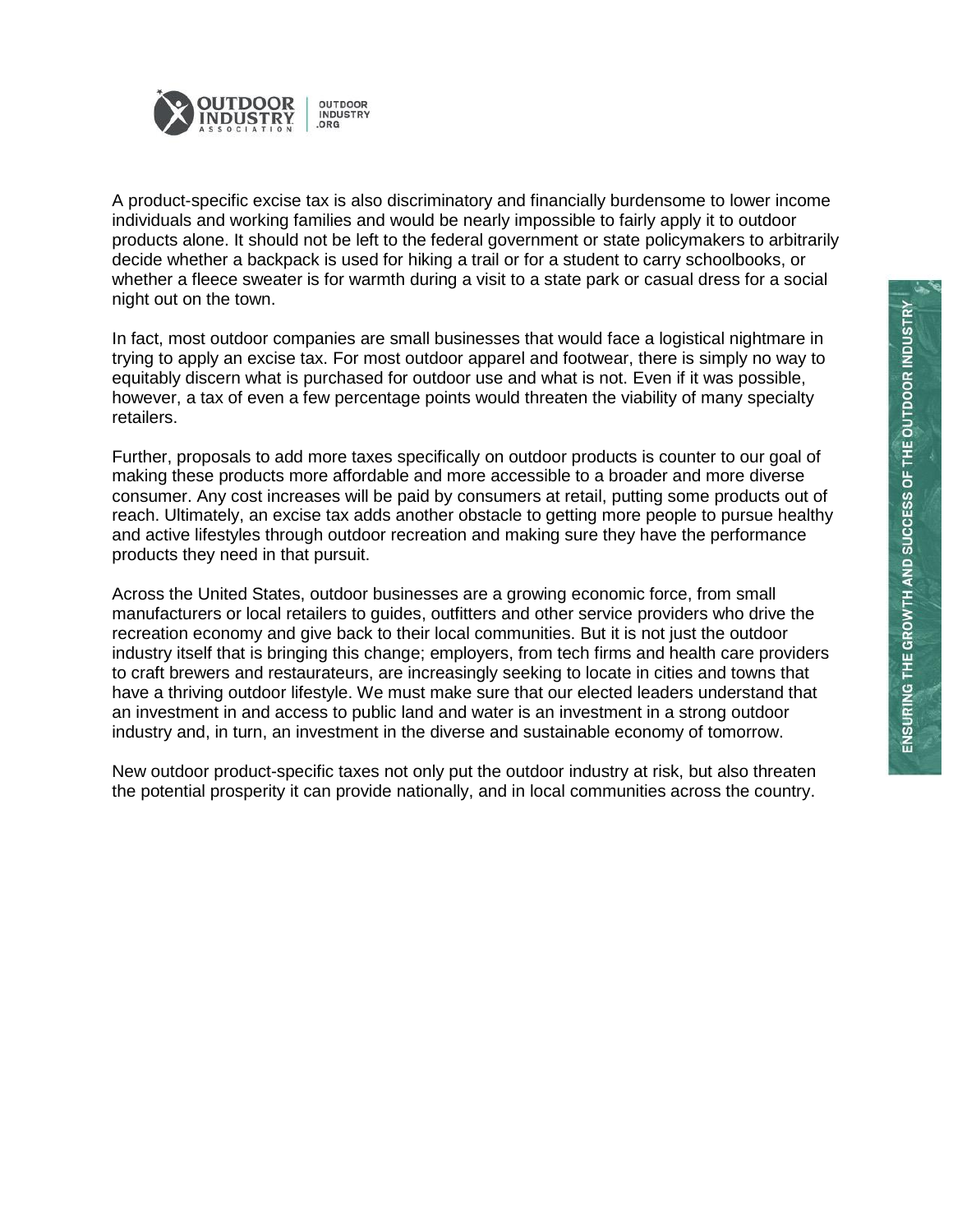A product-specific excise tax is also discriminatory and financially burdensome to lower income individuals and working families and would be nearly impossible to fairly apply it to outdoor products alone. It should not be left to the federal government or state policymakers to arbitrarily decide whether a backpack is used for hiking a trail or for a student to carry schoolbooks, or whether a fleece sweater is for warmth during a visit to a state park or casual dress for a social night out on the town.

In fact, most outdoor companies are small businesses that would face a logistical nightmare in trying to apply an excise tax. For most outdoor apparel and footwear, there is simply no way to equitably discern what is purchased for outdoor use and what is not. Even if it was possible, however, a tax of even a few percentage points would threaten the viability of many specialty retailers.

Further, proposals to add more taxes specifically on outdoor products is counter to our goal of making these products more affordable and more accessible to a broader and more diverse consumer. Any cost increases will be paid by consumers at retail, putting some products out of reach. Ultimately, an excise tax adds another obstacle to getting more people to pursue healthy and active lifestyles through outdoor recreation and making sure they have the performance products they need in that pursuit.

Across the United States, outdoor businesses are a growing economic force, from small manufacturers or local retailers to guides, outfitters and other service providers who drive the recreation economy and give back to their local communities. But it is not just the outdoor industry itself that is bringing this change; employers, from tech firms and health care providers to craft brewers and restaurateurs, are increasingly seeking to locate in cities and towns that have a thriving outdoor lifestyle. We must make sure that our elected leaders understand that an investment in and access to public land and water is an investment in a strong outdoor industry and, in turn, an investment in the diverse and sustainable economy of tomorrow.

New outdoor product-specific taxes not only put the outdoor industry at risk, but also threaten the potential prosperity it can provide nationally, and in local communities across the country.